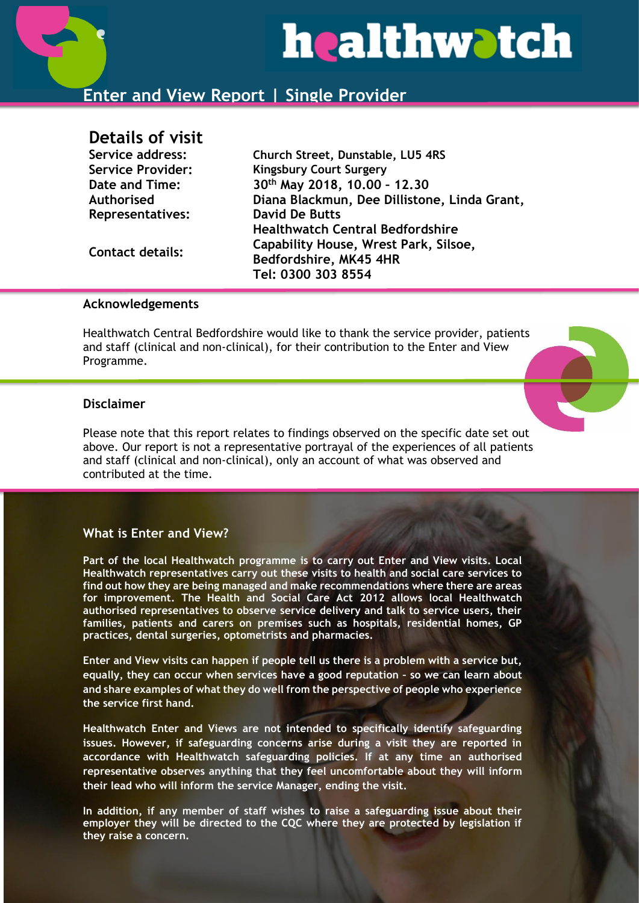# healthwatch

## Enter and View Report | Single Provider

## Details of visit

| | |
|---|---|
| Service address: | Church Street, Dunstable, LU5 4RS |
| Service Provider: | Kingsbury Court Surgery |
| Date and Time: | 30th May 2018, 10.00 – 12.30 |
| Authorised Representatives: | Diana Blackmun, Dee Dillistone, Linda Grant, David De Butts |
| Contact details: | Healthwatch Central Bedfordshire<br>Capability House, Wrest Park, Silsoe, Bedfordshire, MK45 4HR<br>Tel: 0300 303 8554 |

### Acknowledgements

Healthwatch Central Bedfordshire would like to thank the service provider, patients and staff (clinical and non-clinical), for their contribution to the Enter and View Programme.

### Disclaimer

Please note that this report relates to findings observed on the specific date set out above. Our report is not a representative portrayal of the experiences of all patients and staff (clinical and non-clinical), only an account of what was observed and contributed at the time.

### What is Enter and View?

**Part of the local Healthwatch programme is to carry out Enter and View visits. Local Healthwatch representatives carry out these visits to health and social care services to find out how they are being managed and make recommendations where there are areas for improvement. The Health and Social Care Act 2012 allows local Healthwatch authorised representatives to observe service delivery and talk to service users, their families, patients and carers on premises such as hospitals, residential homes, GP practices, dental surgeries, optometrists and pharmacies.**

**Enter and View visits can happen if people tell us there is a problem with a service but, equally, they can occur when services have a good reputation – so we can learn about and share examples of what they do well from the perspective of people who experience the service first hand.**

**Healthwatch Enter and Views are not intended to specifically identify safeguarding issues. However, if safeguarding concerns arise during a visit they are reported in accordance with Healthwatch safeguarding policies. If at any time an authorised representative observes anything that they feel uncomfortable about they will inform their lead who will inform the service Manager, ending the visit.**

**In addition, if any member of staff wishes to raise a safeguarding issue about their employer they will be directed to the CQC where they are protected by legislation if they raise a concern.**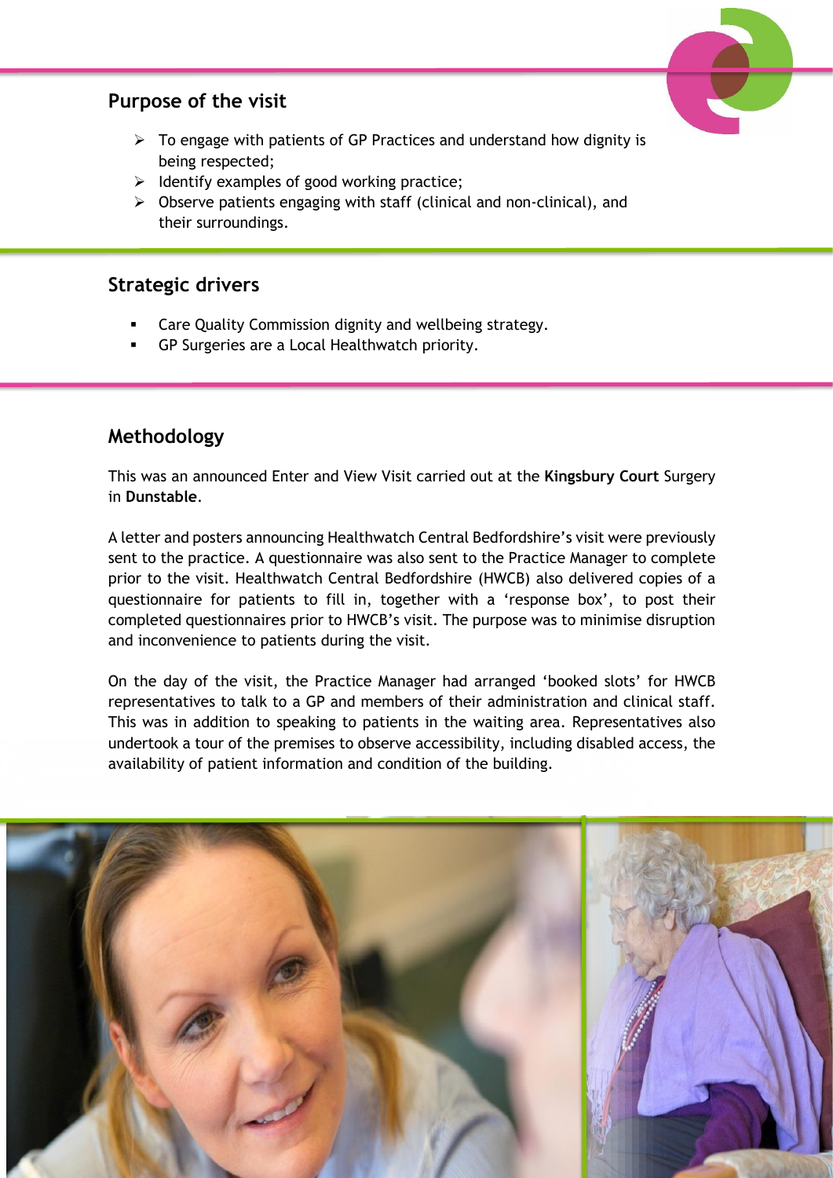## Purpose of the visit

- To engage with patients of GP Practices and understand how dignity is being respected;
- Identify examples of good working practice;
- Observe patients engaging with staff (clinical and non-clinical), and their surroundings.

## Strategic drivers

- Care Quality Commission dignity and wellbeing strategy.
- GP Surgeries are a Local Healthwatch priority.

## Methodology

This was an announced Enter and View Visit carried out at the **Kingsbury Court** Surgery in **Dunstable**.

A letter and posters announcing Healthwatch Central Bedfordshire's visit were previously sent to the practice. A questionnaire was also sent to the Practice Manager to complete prior to the visit. Healthwatch Central Bedfordshire (HWCB) also delivered copies of a questionnaire for patients to fill in, together with a 'response box', to post their completed questionnaires prior to HWCB's visit. The purpose was to minimise disruption and inconvenience to patients during the visit.

On the day of the visit, the Practice Manager had arranged 'booked slots' for HWCB representatives to talk to a GP and members of their administration and clinical staff. This was in addition to speaking to patients in the waiting area. Representatives also undertook a tour of the premises to observe accessibility, including disabled access, the availability of patient information and condition of the building.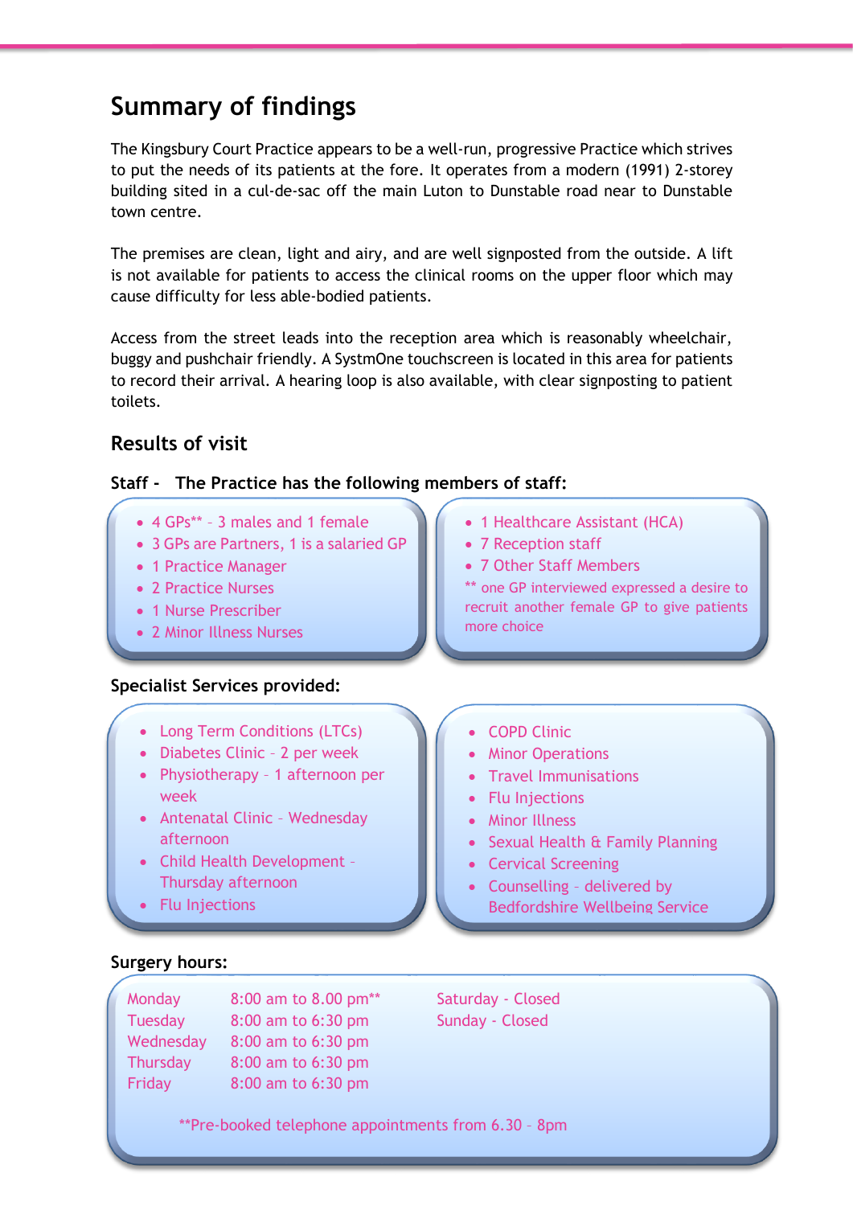# Summary of findings

The Kingsbury Court Practice appears to be a well-run, progressive Practice which strives to put the needs of its patients at the fore. It operates from a modern (1991) 2-storey building sited in a cul-de-sac off the main Luton to Dunstable road near to Dunstable town centre.

The premises are clean, light and airy, and are well signposted from the outside. A lift is not available for patients to access the clinical rooms on the upper floor which may cause difficulty for less able-bodied patients.

Access from the street leads into the reception area which is reasonably wheelchair, buggy and pushchair friendly. A SystmOne touchscreen is located in this area for patients to record their arrival. A hearing loop is also available, with clear signposting to patient toilets.

## Results of visit

### Staff - The Practice has the following members of staff:

- 4 GPs** – 3 males and 1 female
- 3 GPs are Partners, 1 is a salaried GP
- 1 Practice Manager
- 2 Practice Nurses
- 1 Nurse Prescriber
- 2 Minor Illness Nurses
- 1 Healthcare Assistant (HCA)
- 7 Reception staff
- 7 Other Staff Members

** one GP interviewed expressed a desire to recruit another female GP to give patients more choice

### Specialist Services provided:

- Long Term Conditions (LTCs)
- Diabetes Clinic – 2 per week
- Physiotherapy – 1 afternoon per week
- Antenatal Clinic – Wednesday afternoon
- Child Health Development – Thursday afternoon
- Flu Injections
- COPD Clinic
- Minor Operations
- Travel Immunisations
- Flu Injections
- Minor Illness
- Sexual Health & Family Planning
- Cervical Screening
- Counselling – delivered by Bedfordshire Wellbeing Service

### Surgery hours:

| Day | Hours |
|---|---|
| Monday | 8:00 am to 8.00 pm** |
| Tuesday | 8:00 am to 6:30 pm |
| Wednesday | 8:00 am to 6:30 pm |
| Thursday | 8:00 am to 6:30 pm |
| Friday | 8:00 am to 6:30 pm |
| Saturday | Closed |
| Sunday | Closed |

**Pre-booked telephone appointments from 6.30 – 8pm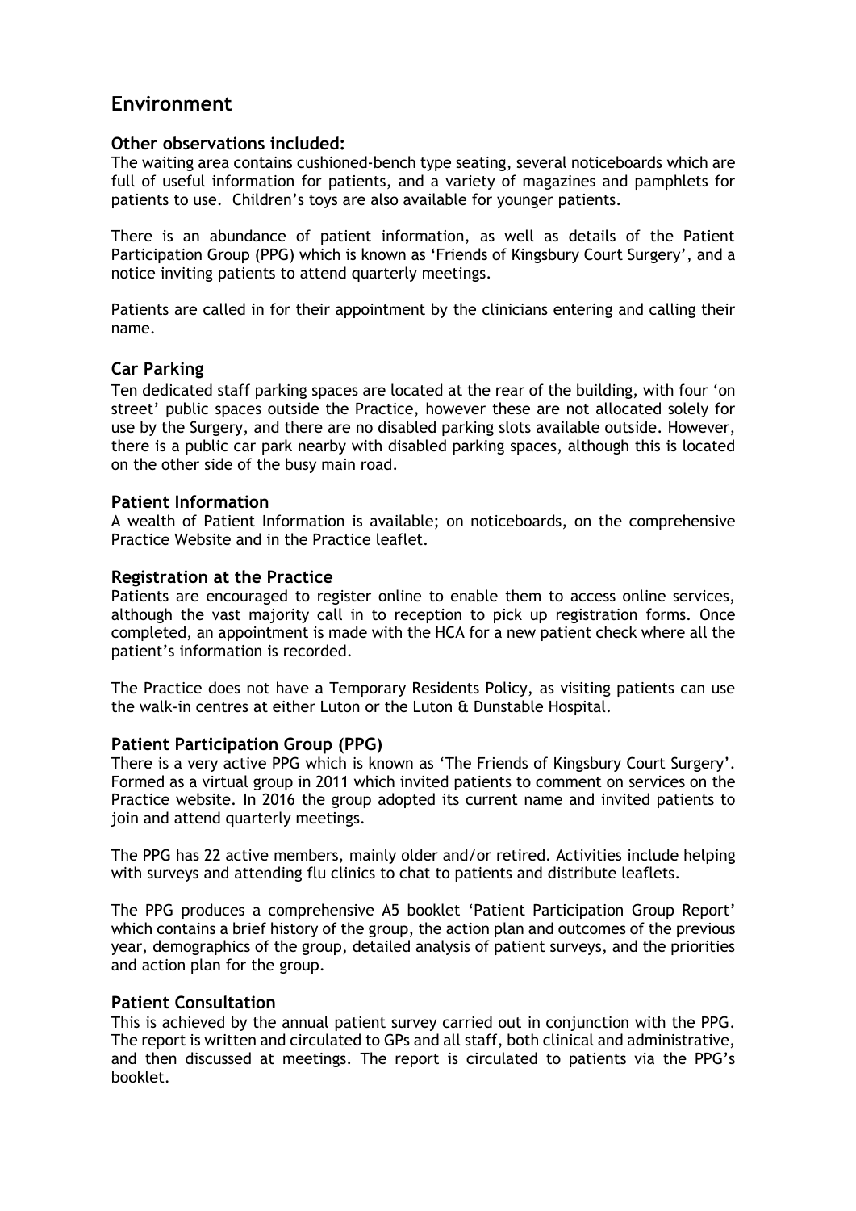# Environment

### Other observations included:

The waiting area contains cushioned-bench type seating, several noticeboards which are full of useful information for patients, and a variety of magazines and pamphlets for patients to use. Children's toys are also available for younger patients.

There is an abundance of patient information, as well as details of the Patient Participation Group (PPG) which is known as 'Friends of Kingsbury Court Surgery', and a notice inviting patients to attend quarterly meetings.

Patients are called in for their appointment by the clinicians entering and calling their name.

### Car Parking

Ten dedicated staff parking spaces are located at the rear of the building, with four 'on street' public spaces outside the Practice, however these are not allocated solely for use by the Surgery, and there are no disabled parking slots available outside. However, there is a public car park nearby with disabled parking spaces, although this is located on the other side of the busy main road.

### Patient Information

A wealth of Patient Information is available; on noticeboards, on the comprehensive Practice Website and in the Practice leaflet.

### Registration at the Practice

Patients are encouraged to register online to enable them to access online services, although the vast majority call in to reception to pick up registration forms. Once completed, an appointment is made with the HCA for a new patient check where all the patient's information is recorded.

The Practice does not have a Temporary Residents Policy, as visiting patients can use the walk-in centres at either Luton or the Luton & Dunstable Hospital.

### Patient Participation Group (PPG)

There is a very active PPG which is known as 'The Friends of Kingsbury Court Surgery'. Formed as a virtual group in 2011 which invited patients to comment on services on the Practice website. In 2016 the group adopted its current name and invited patients to join and attend quarterly meetings.

The PPG has 22 active members, mainly older and/or retired. Activities include helping with surveys and attending flu clinics to chat to patients and distribute leaflets.

The PPG produces a comprehensive A5 booklet 'Patient Participation Group Report' which contains a brief history of the group, the action plan and outcomes of the previous year, demographics of the group, detailed analysis of patient surveys, and the priorities and action plan for the group.

### Patient Consultation

This is achieved by the annual patient survey carried out in conjunction with the PPG. The report is written and circulated to GPs and all staff, both clinical and administrative, and then discussed at meetings. The report is circulated to patients via the PPG's booklet.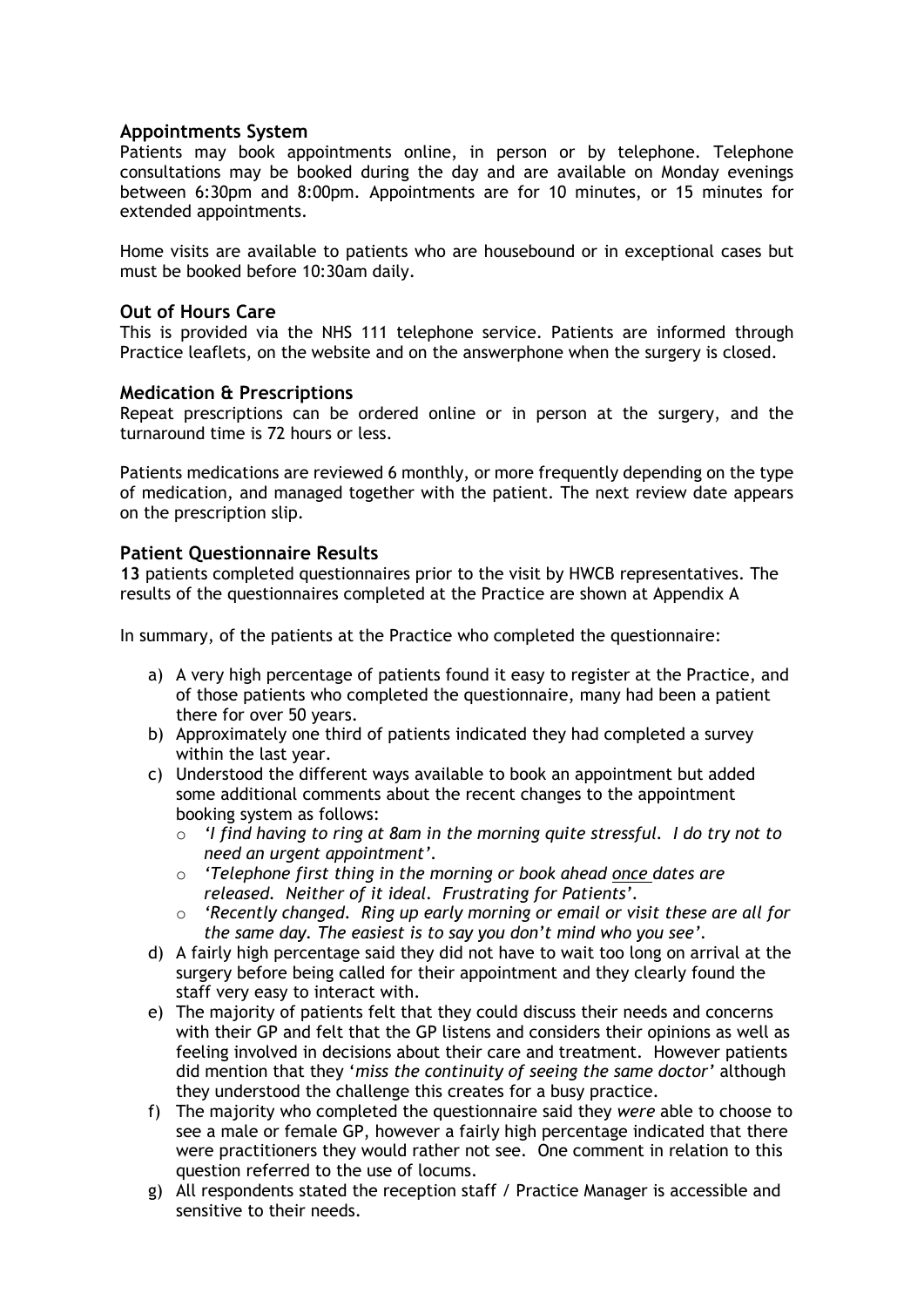### Appointments System

Patients may book appointments online, in person or by telephone. Telephone consultations may be booked during the day and are available on Monday evenings between 6:30pm and 8:00pm. Appointments are for 10 minutes, or 15 minutes for extended appointments.

Home visits are available to patients who are housebound or in exceptional cases but must be booked before 10:30am daily.

### Out of Hours Care

This is provided via the NHS 111 telephone service. Patients are informed through Practice leaflets, on the website and on the answerphone when the surgery is closed.

### Medication & Prescriptions

Repeat prescriptions can be ordered online or in person at the surgery, and the turnaround time is 72 hours or less.

Patients medications are reviewed 6 monthly, or more frequently depending on the type of medication, and managed together with the patient. The next review date appears on the prescription slip.

### Patient Questionnaire Results

**13** patients completed questionnaires prior to the visit by HWCB representatives. The results of the questionnaires completed at the Practice are shown at Appendix A

In summary, of the patients at the Practice who completed the questionnaire:

a) A very high percentage of patients found it easy to register at the Practice, and of those patients who completed the questionnaire, many had been a patient there for over 50 years.
b) Approximately one third of patients indicated they had completed a survey within the last year.
c) Understood the different ways available to book an appointment but added some additional comments about the recent changes to the appointment booking system as follows:
   - *'I find having to ring at 8am in the morning quite stressful. I do try not to need an urgent appointment'*.
   - *'Telephone first thing in the morning or book ahead <u>once</u> dates are released. Neither of it ideal. Frustrating for Patients'*.
   - *'Recently changed. Ring up early morning or email or visit these are all for the same day. The easiest is to say you don't mind who you see'*.
d) A fairly high percentage said they did not have to wait too long on arrival at the surgery before being called for their appointment and they clearly found the staff very easy to interact with.
e) The majority of patients felt that they could discuss their needs and concerns with their GP and felt that the GP listens and considers their opinions as well as feeling involved in decisions about their care and treatment. However patients did mention that they '*miss the continuity of seeing the same doctor'* although they understood the challenge this creates for a busy practice.
f) The majority who completed the questionnaire said they *were* able to choose to see a male or female GP, however a fairly high percentage indicated that there were practitioners they would rather not see. One comment in relation to this question referred to the use of locums.
g) All respondents stated the reception staff / Practice Manager is accessible and sensitive to their needs.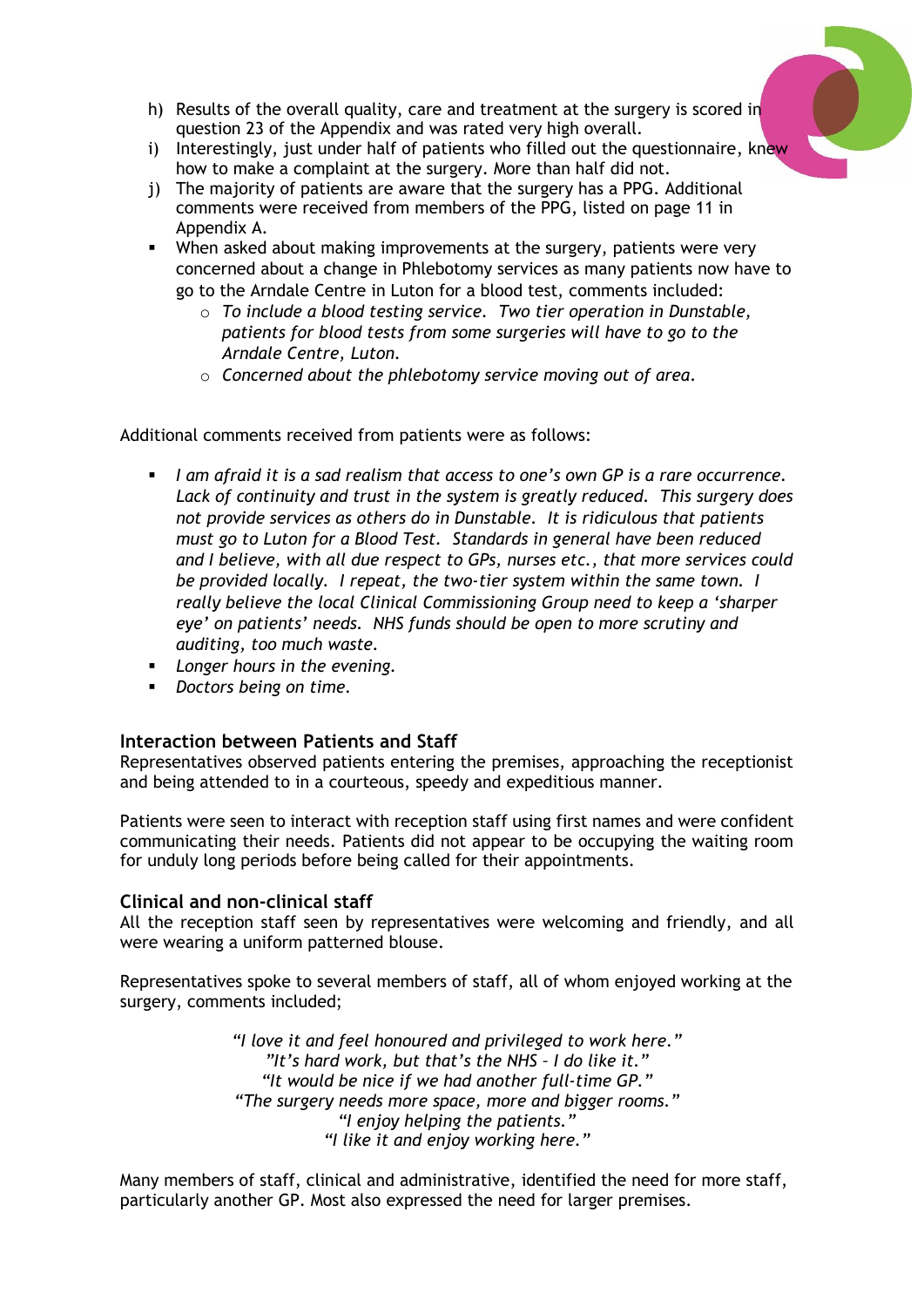h) Results of the overall quality, care and treatment at the surgery is scored in question 23 of the Appendix and was rated very high overall.
i) Interestingly, just under half of patients who filled out the questionnaire, knew how to make a complaint at the surgery. More than half did not.
j) The majority of patients are aware that the surgery has a PPG. Additional comments were received from members of the PPG, listed on page 11 in Appendix A.

- When asked about making improvements at the surgery, patients were very concerned about a change in Phlebotomy services as many patients now have to go to the Arndale Centre in Luton for a blood test, comments included:
  - *To include a blood testing service. Two tier operation in Dunstable, patients for blood tests from some surgeries will have to go to the Arndale Centre, Luton.*
  - *Concerned about the phlebotomy service moving out of area.*

Additional comments received from patients were as follows:

- *I am afraid it is a sad realism that access to one's own GP is a rare occurrence. Lack of continuity and trust in the system is greatly reduced. This surgery does not provide services as others do in Dunstable. It is ridiculous that patients must go to Luton for a Blood Test. Standards in general have been reduced and I believe, with all due respect to GPs, nurses etc., that more services could be provided locally. I repeat, the two-tier system within the same town. I really believe the local Clinical Commissioning Group need to keep a 'sharper eye' on patients' needs. NHS funds should be open to more scrutiny and auditing, too much waste.*
- *Longer hours in the evening.*
- *Doctors being on time.*

### Interaction between Patients and Staff

Representatives observed patients entering the premises, approaching the receptionist and being attended to in a courteous, speedy and expeditious manner.

Patients were seen to interact with reception staff using first names and were confident communicating their needs. Patients did not appear to be occupying the waiting room for unduly long periods before being called for their appointments.

### Clinical and non-clinical staff

All the reception staff seen by representatives were welcoming and friendly, and all were wearing a uniform patterned blouse.

Representatives spoke to several members of staff, all of whom enjoyed working at the surgery, comments included;

*"I love it and feel honoured and privileged to work here."*
*"It's hard work, but that's the NHS – I do like it."*
*"It would be nice if we had another full-time GP."*
*"The surgery needs more space, more and bigger rooms."*
*"I enjoy helping the patients."*
*"I like it and enjoy working here."*

Many members of staff, clinical and administrative, identified the need for more staff, particularly another GP. Most also expressed the need for larger premises.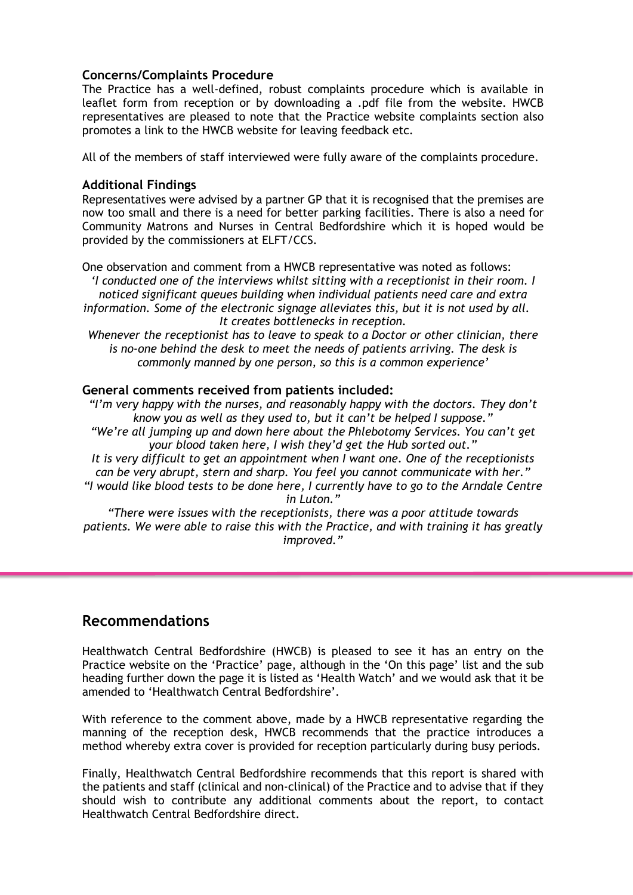### Concerns/Complaints Procedure

The Practice has a well-defined, robust complaints procedure which is available in leaflet form from reception or by downloading a .pdf file from the website. HWCB representatives are pleased to note that the Practice website complaints section also promotes a link to the HWCB website for leaving feedback etc.

All of the members of staff interviewed were fully aware of the complaints procedure.

### Additional Findings

Representatives were advised by a partner GP that it is recognised that the premises are now too small and there is a need for better parking facilities. There is also a need for Community Matrons and Nurses in Central Bedfordshire which it is hoped would be provided by the commissioners at ELFT/CCS.

One observation and comment from a HWCB representative was noted as follows:

*'I conducted one of the interviews whilst sitting with a receptionist in their room. I noticed significant queues building when individual patients need care and extra information. Some of the electronic signage alleviates this, but it is not used by all. It creates bottlenecks in reception.*

*Whenever the receptionist has to leave to speak to a Doctor or other clinician, there is no-one behind the desk to meet the needs of patients arriving. The desk is commonly manned by one person, so this is a common experience'*

### General comments received from patients included:

*"I'm very happy with the nurses, and reasonably happy with the doctors. They don't know you as well as they used to, but it can't be helped I suppose."*

*"We're all jumping up and down here about the Phlebotomy Services. You can't get your blood taken here, I wish they'd get the Hub sorted out."*

*It is very difficult to get an appointment when I want one. One of the receptionists can be very abrupt, stern and sharp. You feel you cannot communicate with her."*

*"I would like blood tests to be done here, I currently have to go to the Arndale Centre in Luton."*

*"There were issues with the receptionists, there was a poor attitude towards patients. We were able to raise this with the Practice, and with training it has greatly improved."*

## Recommendations

Healthwatch Central Bedfordshire (HWCB) is pleased to see it has an entry on the Practice website on the 'Practice' page, although in the 'On this page' list and the sub heading further down the page it is listed as 'Health Watch' and we would ask that it be amended to 'Healthwatch Central Bedfordshire'.

With reference to the comment above, made by a HWCB representative regarding the manning of the reception desk, HWCB recommends that the practice introduces a method whereby extra cover is provided for reception particularly during busy periods.

Finally, Healthwatch Central Bedfordshire recommends that this report is shared with the patients and staff (clinical and non-clinical) of the Practice and to advise that if they should wish to contribute any additional comments about the report, to contact Healthwatch Central Bedfordshire direct.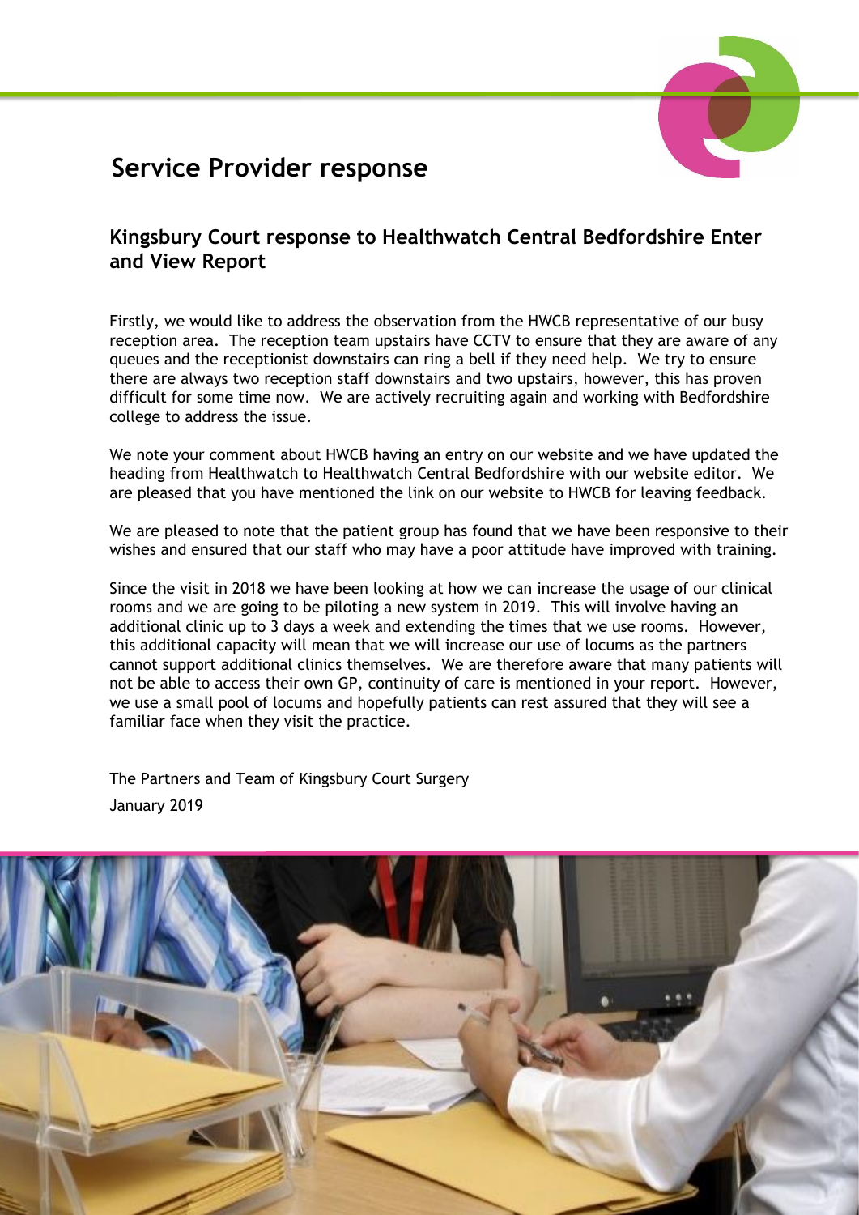# Service Provider response

## Kingsbury Court response to Healthwatch Central Bedfordshire Enter and View Report

Firstly, we would like to address the observation from the HWCB representative of our busy reception area. The reception team upstairs have CCTV to ensure that they are aware of any queues and the receptionist downstairs can ring a bell if they need help. We try to ensure there are always two reception staff downstairs and two upstairs, however, this has proven difficult for some time now. We are actively recruiting again and working with Bedfordshire college to address the issue.

We note your comment about HWCB having an entry on our website and we have updated the heading from Healthwatch to Healthwatch Central Bedfordshire with our website editor. We are pleased that you have mentioned the link on our website to HWCB for leaving feedback.

We are pleased to note that the patient group has found that we have been responsive to their wishes and ensured that our staff who may have a poor attitude have improved with training.

Since the visit in 2018 we have been looking at how we can increase the usage of our clinical rooms and we are going to be piloting a new system in 2019. This will involve having an additional clinic up to 3 days a week and extending the times that we use rooms. However, this additional capacity will mean that we will increase our use of locums as the partners cannot support additional clinics themselves. We are therefore aware that many patients will not be able to access their own GP, continuity of care is mentioned in your report. However, we use a small pool of locums and hopefully patients can rest assured that they will see a familiar face when they visit the practice.

The Partners and Team of Kingsbury Court Surgery

January 2019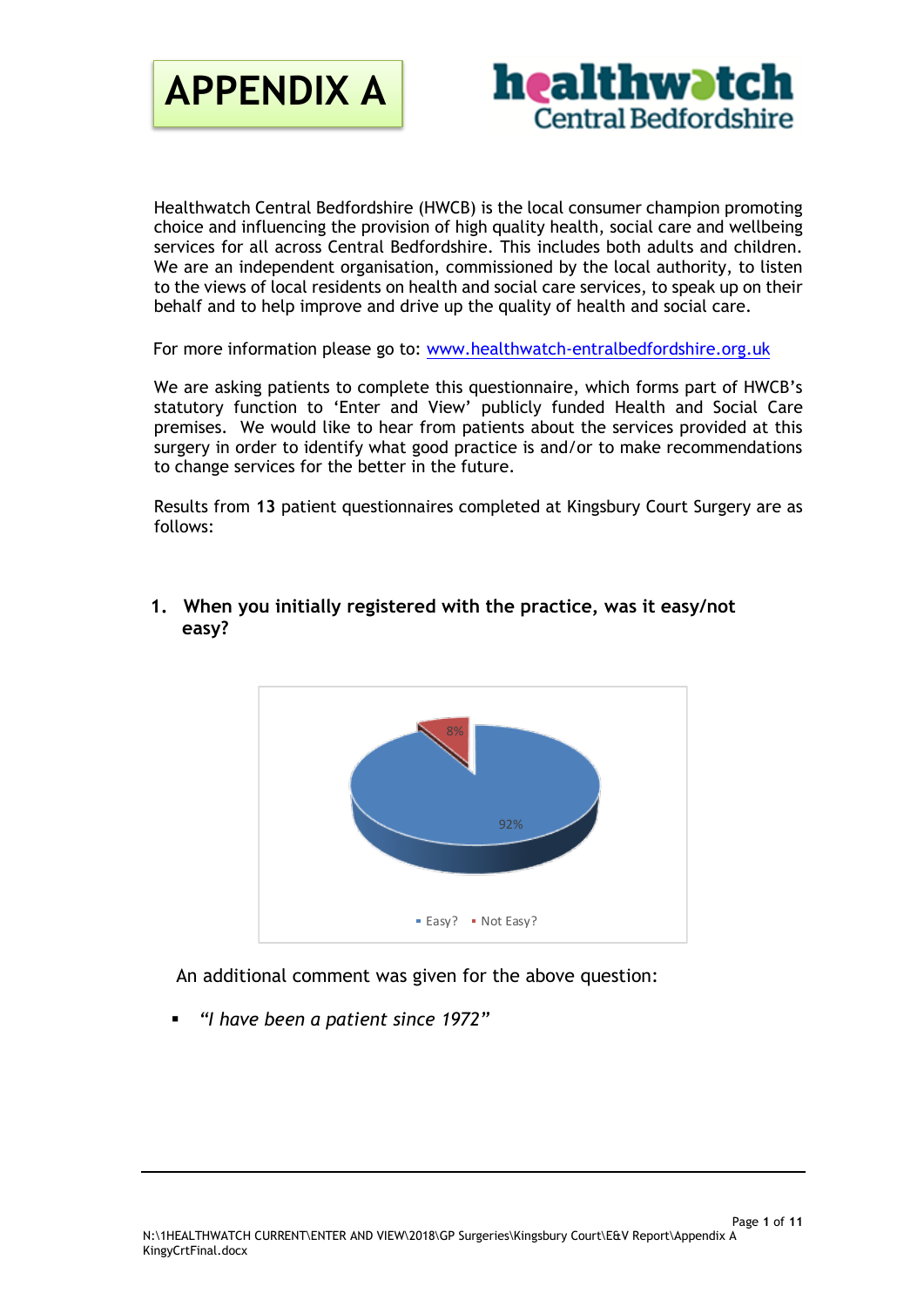APPENDIX A

healthwatch Central Bedfordshire

Healthwatch Central Bedfordshire (HWCB) is the local consumer champion promoting choice and influencing the provision of high quality health, social care and wellbeing services for all across Central Bedfordshire. This includes both adults and children. We are an independent organisation, commissioned by the local authority, to listen to the views of local residents on health and social care services, to speak up on their behalf and to help improve and drive up the quality of health and social care.

For more information please go to: [www.healthwatch-entralbedfordshire.org.uk](www.healthwatch-entralbedfordshire.org.uk)

We are asking patients to complete this questionnaire, which forms part of HWCB's statutory function to 'Enter and View' publicly funded Health and Social Care premises. We would like to hear from patients about the services provided at this surgery in order to identify what good practice is and/or to make recommendations to change services for the better in the future.

Results from **13** patient questionnaires completed at Kingsbury Court Surgery are as follows:

## 1. When you initially registered with the practice, was it easy/not easy?

| Response | Percentage |
|---|---|
| Easy? | 92% |
| Not Easy? | 8% |

An additional comment was given for the above question:

- *"I have been a patient since 1972"*

N:\1HEALTHWATCH CURRENT\ENTER AND VIEW\2018\GP Surgeries\Kingsbury Court\E&V Report\Appendix A KingyCrtFinal.docx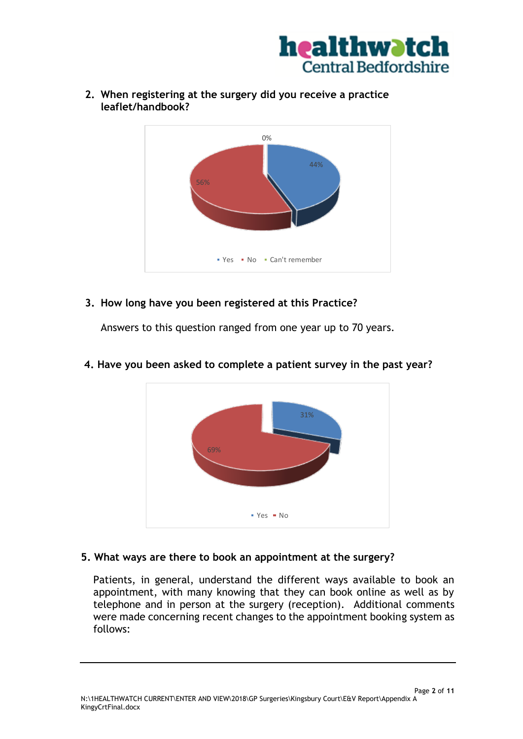2. **When registering at the surgery did you receive a practice leaflet/handbook?**

0%

44%

56%

- Yes
- No
- Can't remember

3. **How long have you been registered at this Practice?**

   Answers to this question ranged from one year up to 70 years.

4. **Have you been asked to complete a patient survey in the past year?**

31%

69%

- Yes
- No

5. **What ways are there to book an appointment at the surgery?**

   Patients, in general, understand the different ways available to book an appointment, with many knowing that they can book online as well as by telephone and in person at the surgery (reception). Additional comments were made concerning recent changes to the appointment booking system as follows: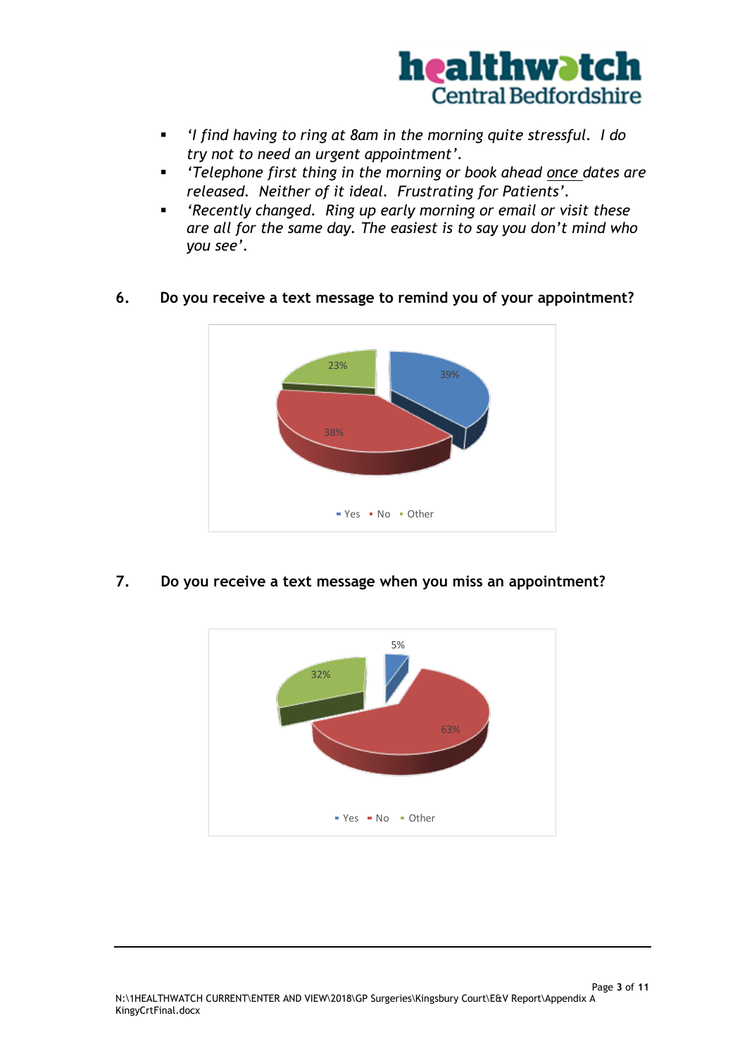- *'I find having to ring at 8am in the morning quite stressful. I do try not to need an urgent appointment'.*
- *'Telephone first thing in the morning or book ahead once dates are released. Neither of it ideal. Frustrating for Patients'.*
- *'Recently changed. Ring up early morning or email or visit these are all for the same day. The easiest is to say you don't mind who you see'.*

**6. Do you receive a text message to remind you of your appointment?**

| Response | Percentage |
|---|---|
| Yes | 39% |
| No | 38% |
| Other | 23% |

**7. Do you receive a text message when you miss an appointment?**

| Response | Percentage |
|---|---|
| Yes | 5% |
| No | 63% |
| Other | 32% |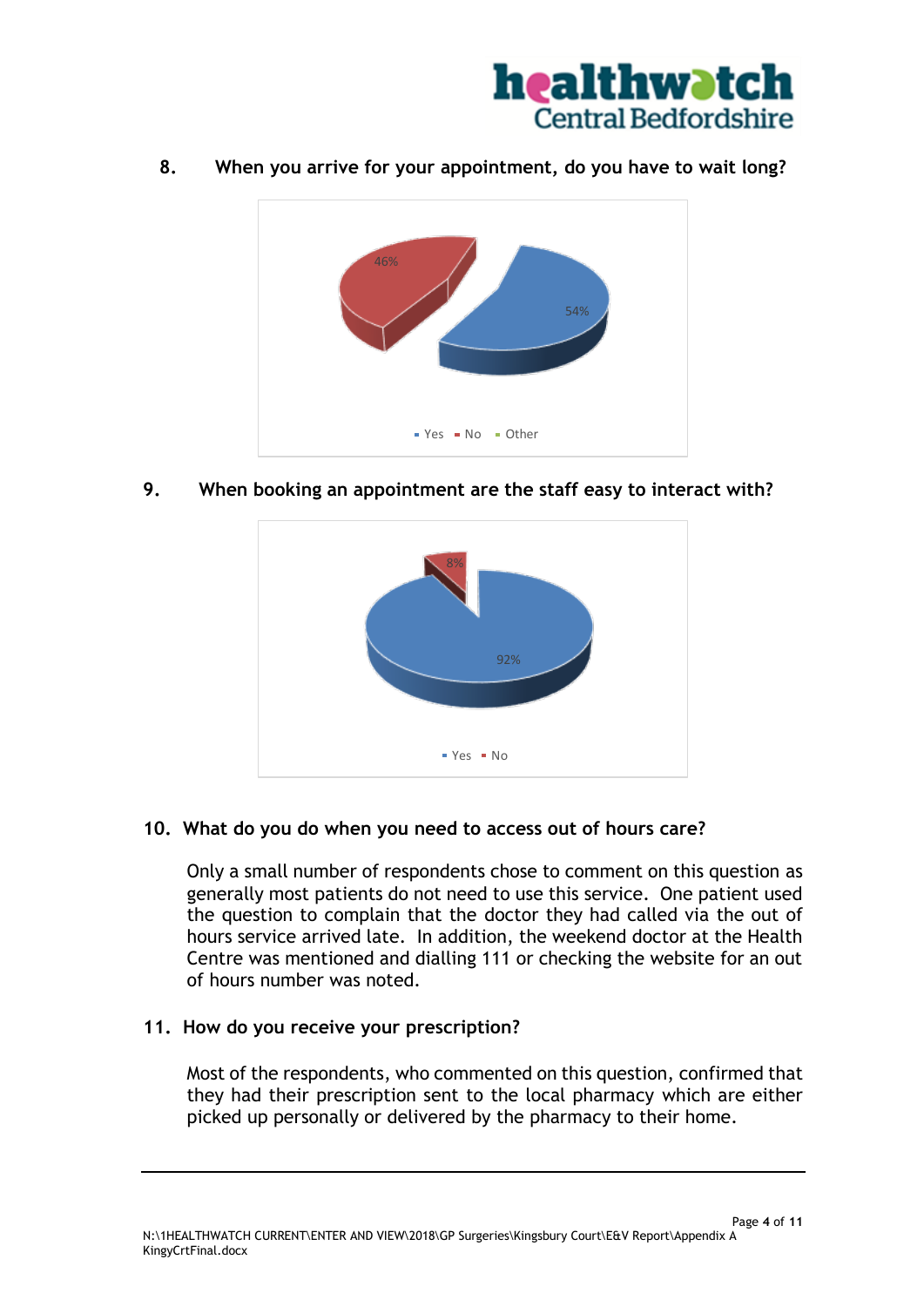8. **When you arrive for your appointment, do you have to wait long?**

46%

54%

Yes No Other

9. **When booking an appointment are the staff easy to interact with?**

8%

92%

Yes No

**10. What do you do when you need to access out of hours care?**

Only a small number of respondents chose to comment on this question as generally most patients do not need to use this service. One patient used the question to complain that the doctor they had called via the out of hours service arrived late. In addition, the weekend doctor at the Health Centre was mentioned and dialling 111 or checking the website for an out of hours number was noted.

**11. How do you receive your prescription?**

Most of the respondents, who commented on this question, confirmed that they had their prescription sent to the local pharmacy which are either picked up personally or delivered by the pharmacy to their home.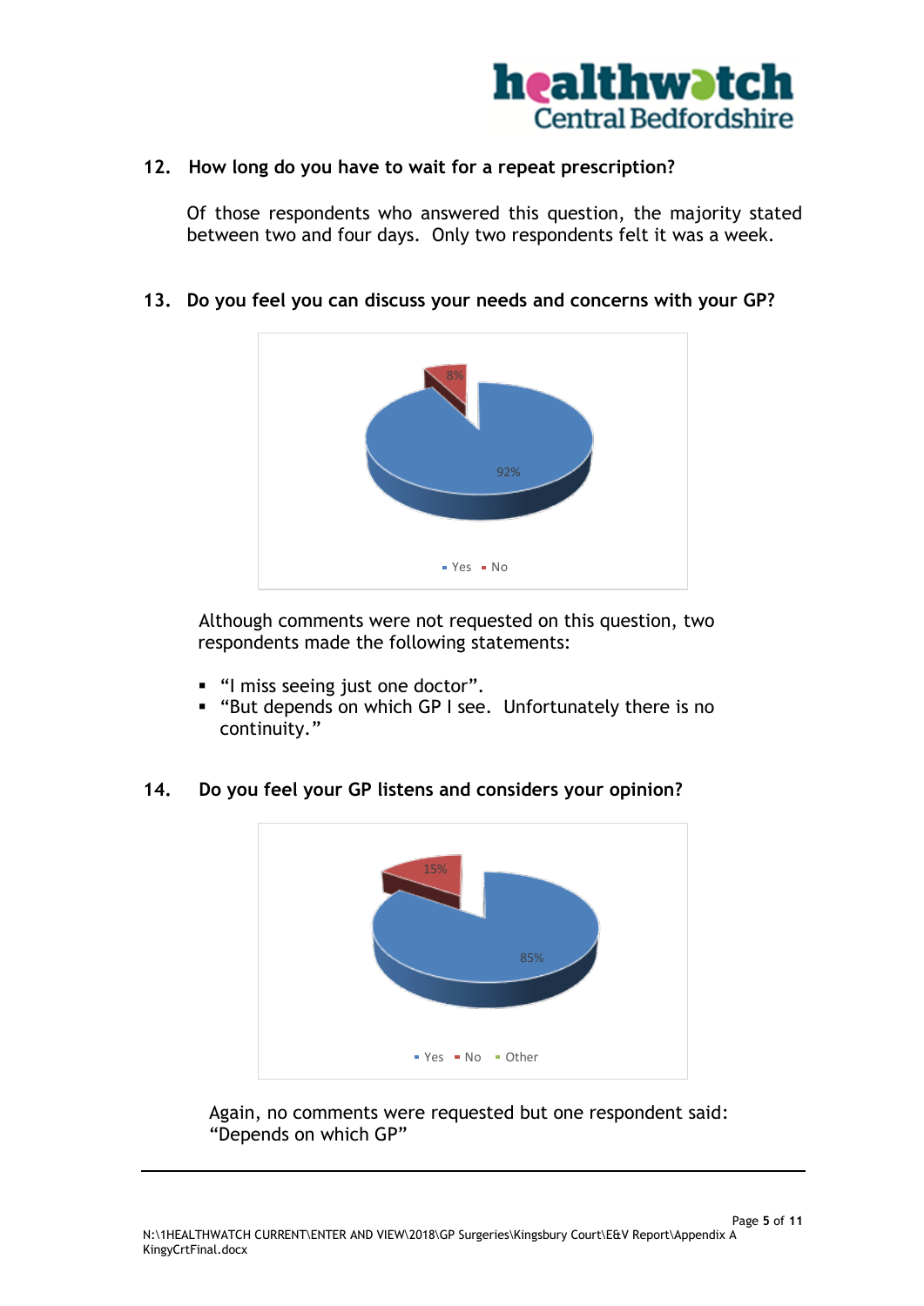12. **How long do you have to wait for a repeat prescription?**

Of those respondents who answered this question, the majority stated between two and four days. Only two respondents felt it was a week.

13. **Do you feel you can discuss your needs and concerns with your GP?**

Although comments were not requested on this question, two respondents made the following statements:

- "I miss seeing just one doctor".
- "But depends on which GP I see. Unfortunately there is no continuity."

14. **Do you feel your GP listens and considers your opinion?**

Again, no comments were requested but one respondent said: "Depends on which GP"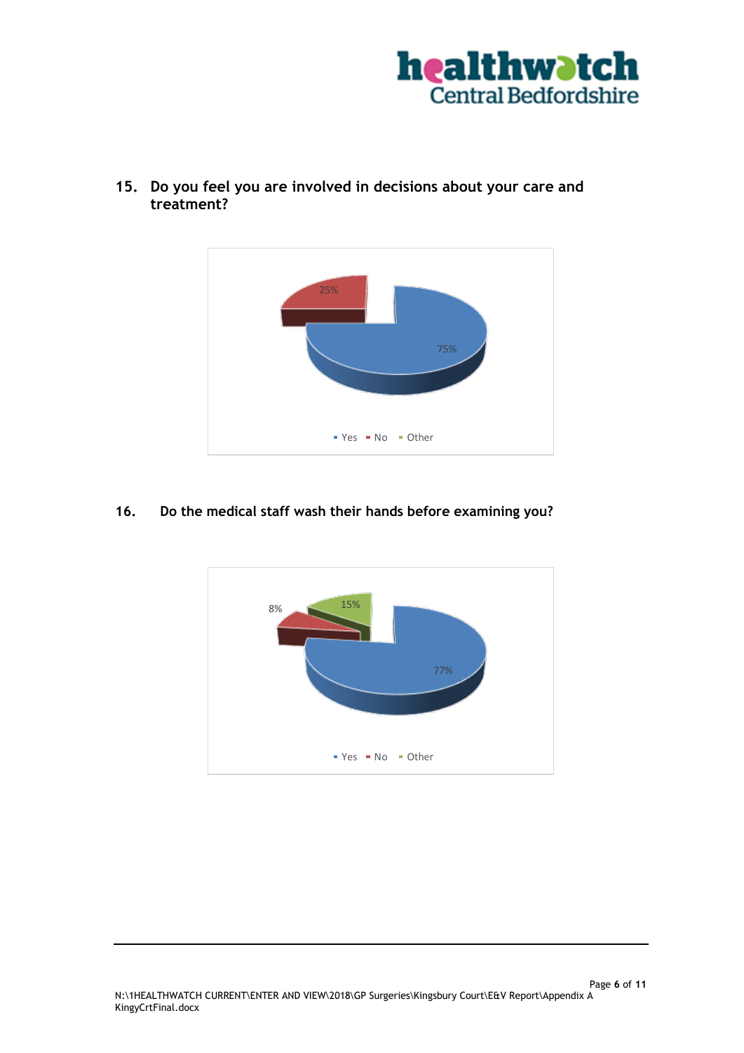**15. Do you feel you are involved in decisions about your care and treatment?**

25%

75%

Yes No Other

**16. Do the medical staff wash their hands before examining you?**

8%

15%

77%

Yes No Other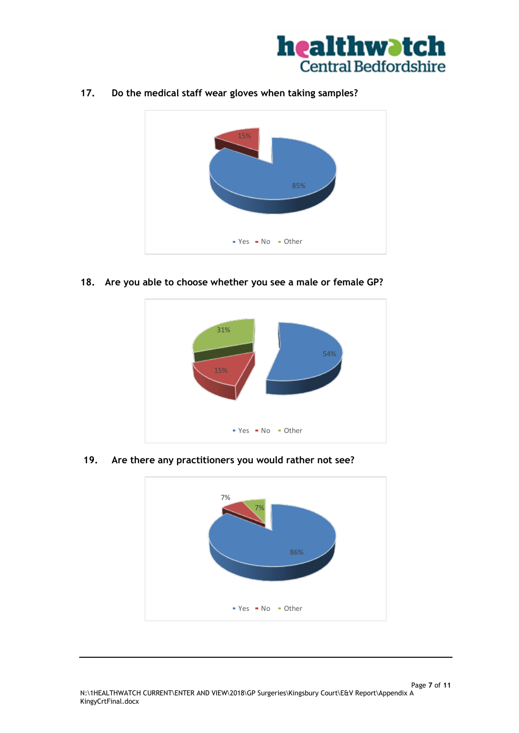17. **Do the medical staff wear gloves when taking samples?**

15%

85%

Yes No Other

18. **Are you able to choose whether you see a male or female GP?**

31%

54%

15%

Yes No Other

19. **Are there any practitioners you would rather not see?**

7%

7%

86%

Yes No Other

N:\1HEALTHWATCH CURRENT\ENTER AND VIEW\2018\GP Surgeries\Kingsbury Court\E&V Report\Appendix A KingyCrtFinal.docx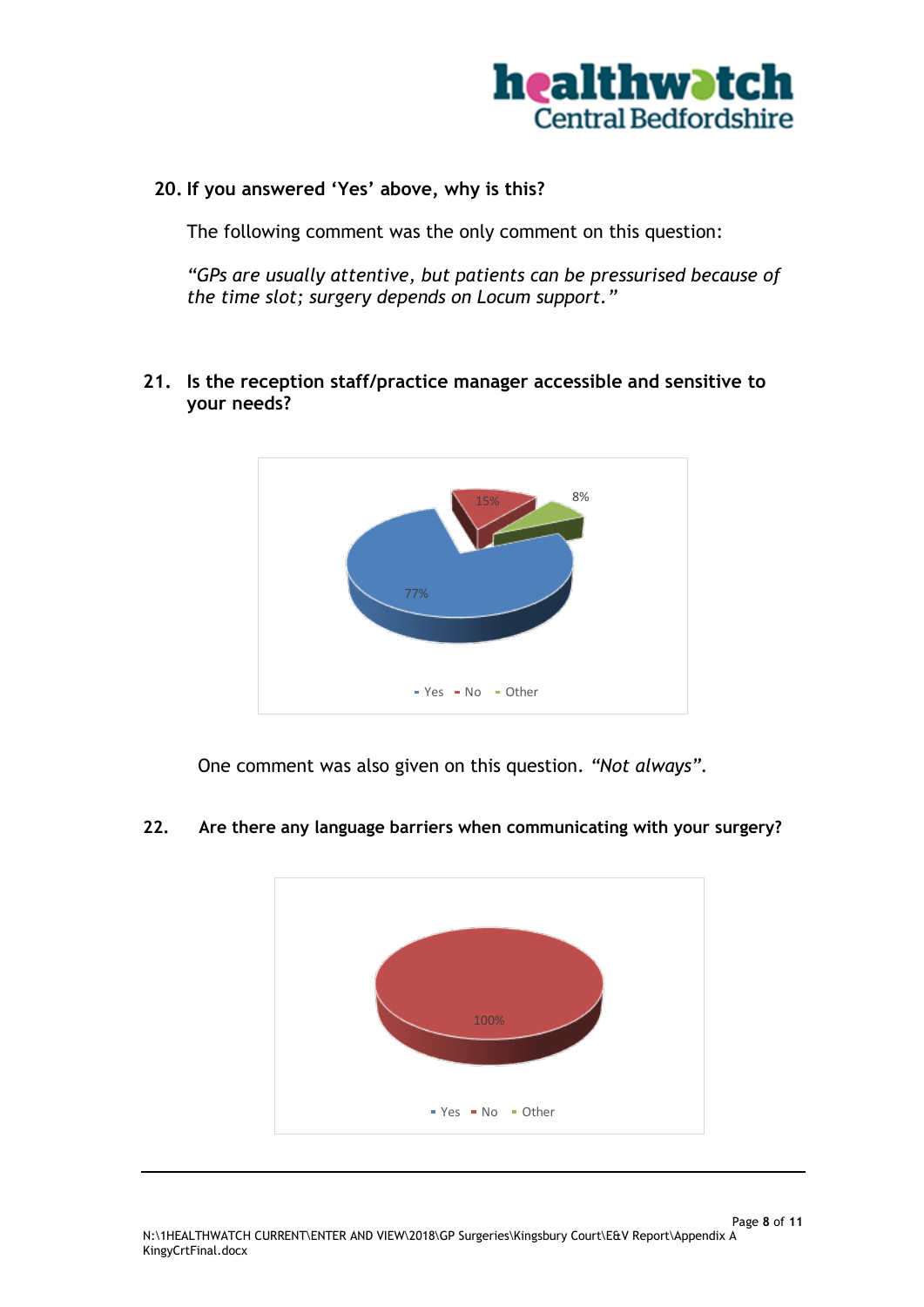**20. If you answered 'Yes' above, why is this?**

The following comment was the only comment on this question:

*"GPs are usually attentive, but patients can be pressurised because of the time slot; surgery depends on Locum support."*

**21. Is the reception staff/practice manager accessible and sensitive to your needs?**

One comment was also given on this question. *"Not always"*.

**22. Are there any language barriers when communicating with your surgery?**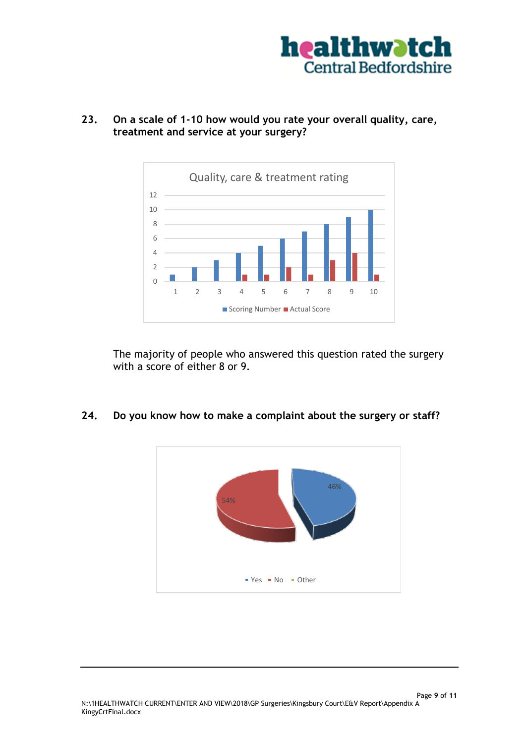**23. On a scale of 1-10 how would you rate your overall quality, care, treatment and service at your surgery?**

Quality, care & treatment rating

| | 1 | 2 | 3 | 4 | 5 | 6 | 7 | 8 | 9 | 10 |
|---|---|---|---|---|---|---|---|---|---|---|
| Scoring Number | 1 | 2 | 3 | 4 | 5 | 6 | 7 | 8 | 9 | 10 |
| Actual Score | | | | 1 | 1 | 2 | 1 | 3 | 4 | 1 |

The majority of people who answered this question rated the surgery with a score of either 8 or 9.

**24. Do you know how to make a complaint about the surgery or staff?**

| Response | Percentage |
|---|---|
| Yes | 46% |
| No | 54% |
| Other | |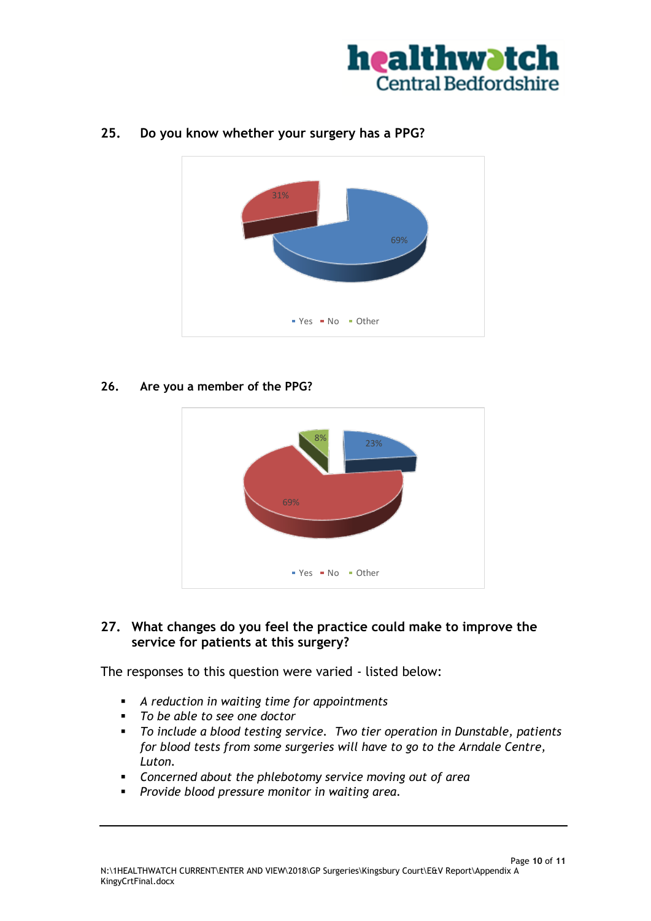## 25. Do you know whether your surgery has a PPG?

31%

69%

Yes No Other

## 26. Are you a member of the PPG?

8%

23%

69%

Yes No Other

## 27. What changes do you feel the practice could make to improve the service for patients at this surgery?

The responses to this question were varied - listed below:

- *A reduction in waiting time for appointments*
- *To be able to see one doctor*
- *To include a blood testing service. Two tier operation in Dunstable, patients for blood tests from some surgeries will have to go to the Arndale Centre, Luton.*
- *Concerned about the phlebotomy service moving out of area*
- *Provide blood pressure monitor in waiting area.*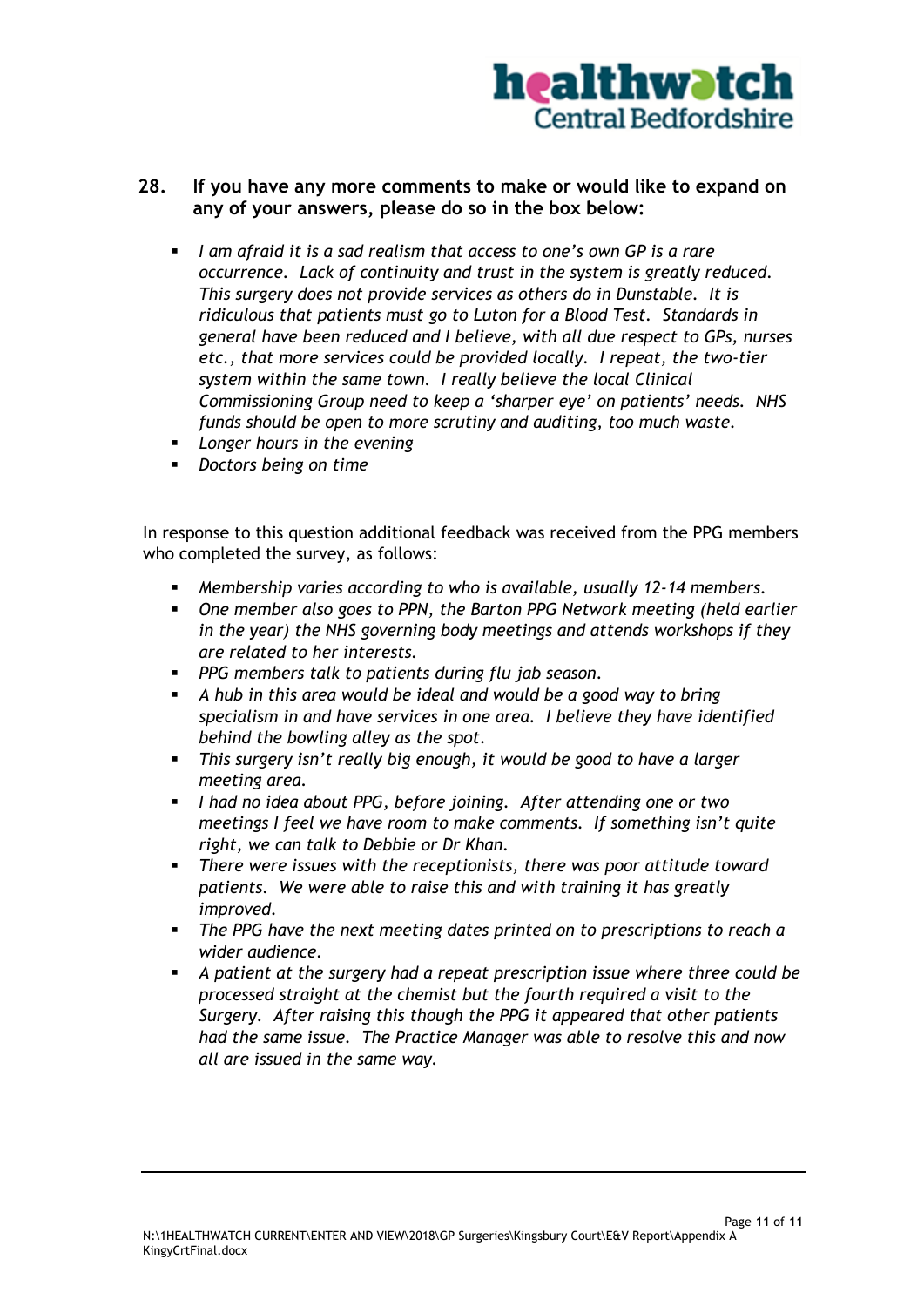## 28. If you have any more comments to make or would like to expand on any of your answers, please do so in the box below:

- *I am afraid it is a sad realism that access to one's own GP is a rare occurrence. Lack of continuity and trust in the system is greatly reduced. This surgery does not provide services as others do in Dunstable. It is ridiculous that patients must go to Luton for a Blood Test. Standards in general have been reduced and I believe, with all due respect to GPs, nurses etc., that more services could be provided locally. I repeat, the two-tier system within the same town. I really believe the local Clinical Commissioning Group need to keep a 'sharper eye' on patients' needs. NHS funds should be open to more scrutiny and auditing, too much waste.*
- *Longer hours in the evening*
- *Doctors being on time*

In response to this question additional feedback was received from the PPG members who completed the survey, as follows:

- *Membership varies according to who is available, usually 12-14 members.*
- *One member also goes to PPN, the Barton PPG Network meeting (held earlier in the year) the NHS governing body meetings and attends workshops if they are related to her interests.*
- *PPG members talk to patients during flu jab season.*
- *A hub in this area would be ideal and would be a good way to bring specialism in and have services in one area. I believe they have identified behind the bowling alley as the spot.*
- *This surgery isn't really big enough, it would be good to have a larger meeting area.*
- *I had no idea about PPG, before joining. After attending one or two meetings I feel we have room to make comments. If something isn't quite right, we can talk to Debbie or Dr Khan.*
- *There were issues with the receptionists, there was poor attitude toward patients. We were able to raise this and with training it has greatly improved.*
- *The PPG have the next meeting dates printed on to prescriptions to reach a wider audience.*
- *A patient at the surgery had a repeat prescription issue where three could be processed straight at the chemist but the fourth required a visit to the Surgery. After raising this though the PPG it appeared that other patients had the same issue. The Practice Manager was able to resolve this and now all are issued in the same way.*